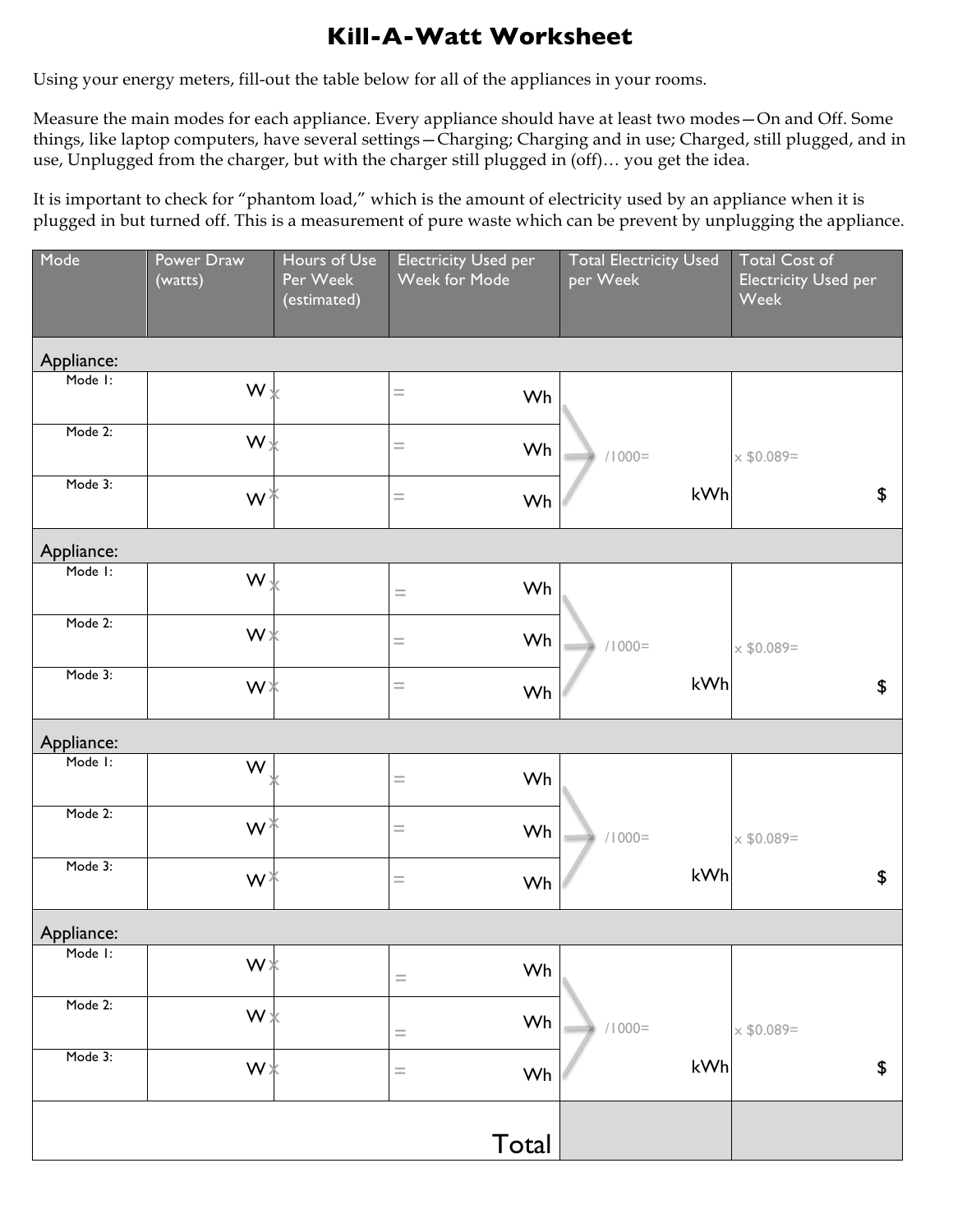# Kill-A-Watt Worksheet

Using your energy meters, fill-out the table below for all of the appliances in your rooms.

Measure the main modes for each appliance. Every appliance should have at least two modes—On and Off. Some things, like laptop computers, have several settings—Charging; Charging and in use; Charged, still plugged, and in use, Unplugged from the charger, but with the charger still plugged in (off)… you get the idea.

It is important to check for "phantom load," which is the amount of electricity used by an appliance when it is plugged in but turned off. This is a measurement of pure waste which can be prevent by unplugging the appliance.

| Mode | Power Draw (watts) | Hours of Use Per Week (estimated) | Electricity Used per Week for Mode | Total Electricity Used per Week | Total Cost of Electricity Used per Week |
|---|---|---|---|---|---|
| **Appliance:** | | | | | |
| Mode 1: | W x | | = Wh | | |
| Mode 2: | W x | | = Wh | /1000= | x $0.089= |
| Mode 3: | W x | | = Wh | kWh | $ |
| **Appliance:** | | | | | |
| Mode 1: | W x | | = Wh | | |
| Mode 2: | W x | | = Wh | /1000= | x $0.089= |
| Mode 3: | W x | | = Wh | kWh | $ |
| **Appliance:** | | | | | |
| Mode 1: | W x | | = Wh | | |
| Mode 2: | W x | | = Wh | /1000= | x $0.089= |
| Mode 3: | W x | | = Wh | kWh | $ |
| **Appliance:** | | | | | |
| Mode 1: | W x | | = Wh | | |
| Mode 2: | W x | | = Wh | /1000= | x $0.089= |
| Mode 3: | W x | | = Wh | kWh | $ |
| | | | Total | | |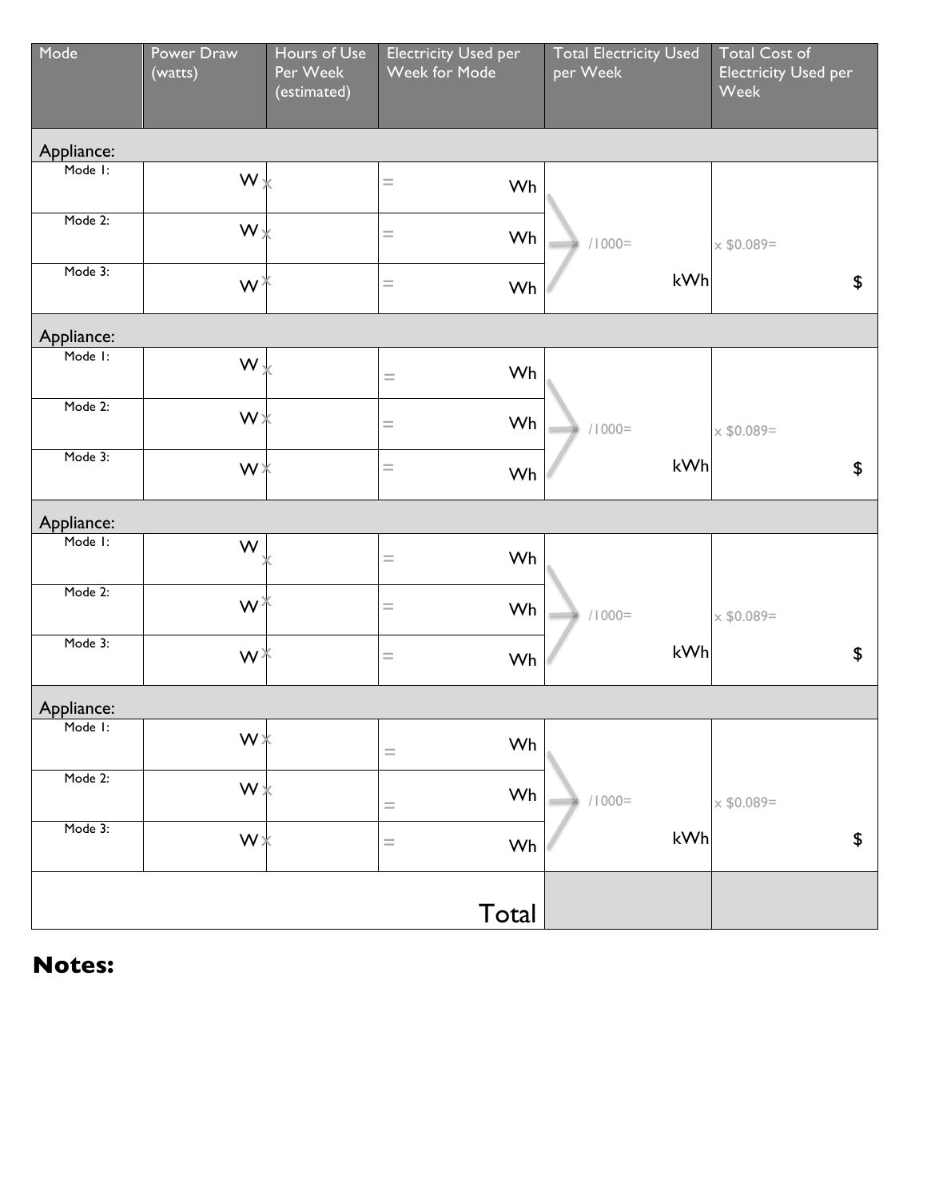| Mode | Power Draw (watts) | Hours of Use Per Week (estimated) | Electricity Used per Week for Mode | Total Electricity Used per Week | Total Cost of Electricity Used per Week |
|---|---|---|---|---|---|
| Appliance: | | | | | |
| Mode 1: | W x | | = Wh | /1000= kWh | x $0.089= $ |
| Mode 2: | W x | | = Wh | | |
| Mode 3: | W x | | = Wh | | |
| Appliance: | | | | | |
| Mode 1: | W x | | = Wh | /1000= kWh | x $0.089= $ |
| Mode 2: | W x | | = Wh | | |
| Mode 3: | W x | | = Wh | | |
| Appliance: | | | | | |
| Mode 1: | W x | | = Wh | /1000= kWh | x $0.089= $ |
| Mode 2: | W x | | = Wh | | |
| Mode 3: | W x | | = Wh | | |
| Appliance: | | | | | |
| Mode 1: | W x | | = Wh | /1000= kWh | x $0.089= $ |
| Mode 2: | W x | | = Wh | | |
| Mode 3: | W x | | = Wh | | |
| | | | Total | | |

**Notes:**